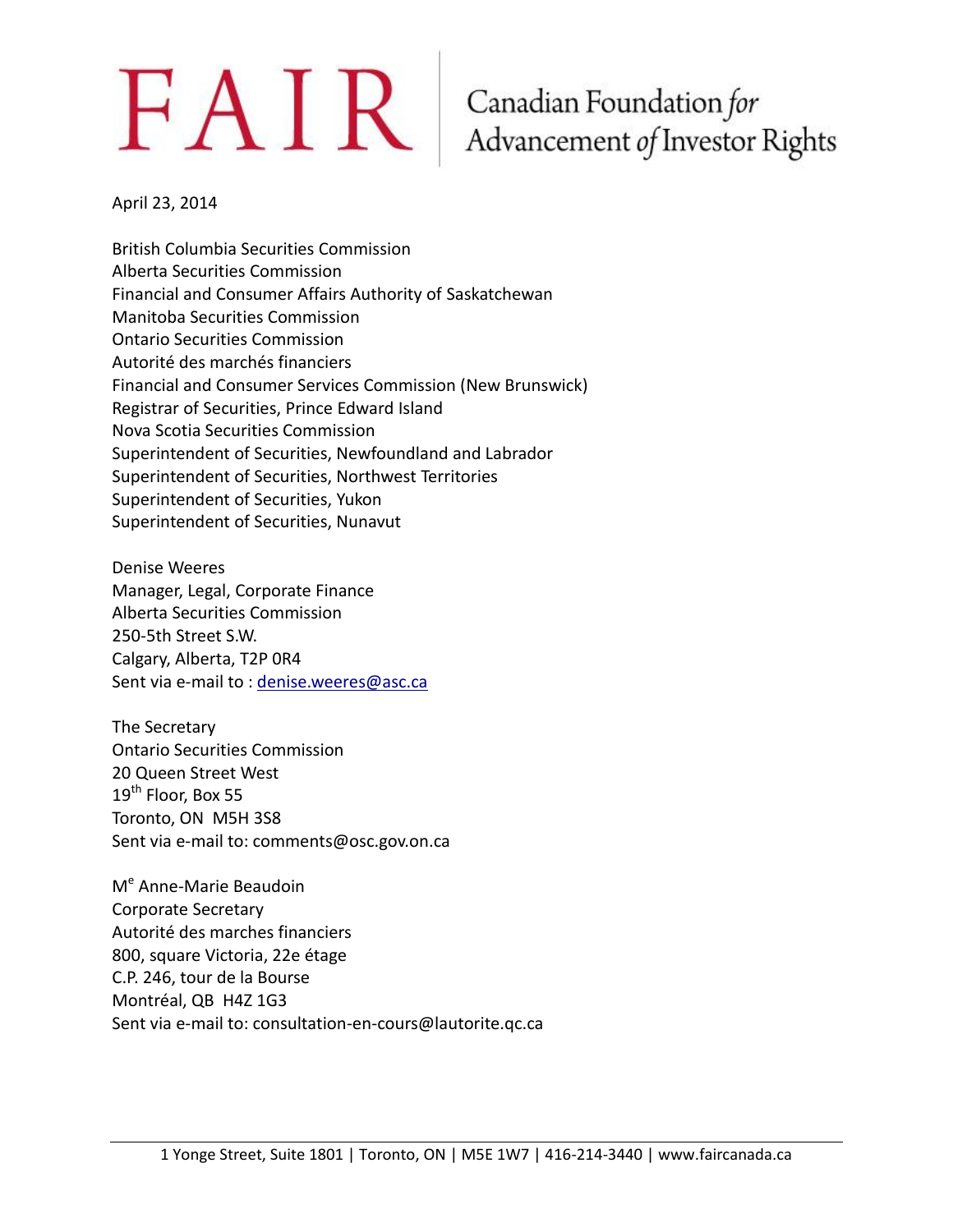# FAIR | Canadian Foundation *for* Advancement *of* Investor Rights

April 23, 2014

British Columbia Securities Commission
Alberta Securities Commission
Financial and Consumer Affairs Authority of Saskatchewan
Manitoba Securities Commission
Ontario Securities Commission
Autorité des marchés financiers
Financial and Consumer Services Commission (New Brunswick)
Registrar of Securities, Prince Edward Island
Nova Scotia Securities Commission
Superintendent of Securities, Newfoundland and Labrador
Superintendent of Securities, Northwest Territories
Superintendent of Securities, Yukon
Superintendent of Securities, Nunavut

Denise Weeres
Manager, Legal, Corporate Finance
Alberta Securities Commission
250-5th Street S.W.
Calgary, Alberta, T2P 0R4
Sent via e-mail to : denise.weeres@asc.ca

The Secretary
Ontario Securities Commission
20 Queen Street West
19th Floor, Box 55
Toronto, ON M5H 3S8
Sent via e-mail to: comments@osc.gov.on.ca

Me Anne-Marie Beaudoin
Corporate Secretary
Autorité des marches financiers
800, square Victoria, 22e étage
C.P. 246, tour de la Bourse
Montréal, QB H4Z 1G3
Sent via e-mail to: consultation-en-cours@lautorite.qc.ca

1 Yonge Street, Suite 1801 | Toronto, ON | M5E 1W7 | 416-214-3440 | www.faircanada.ca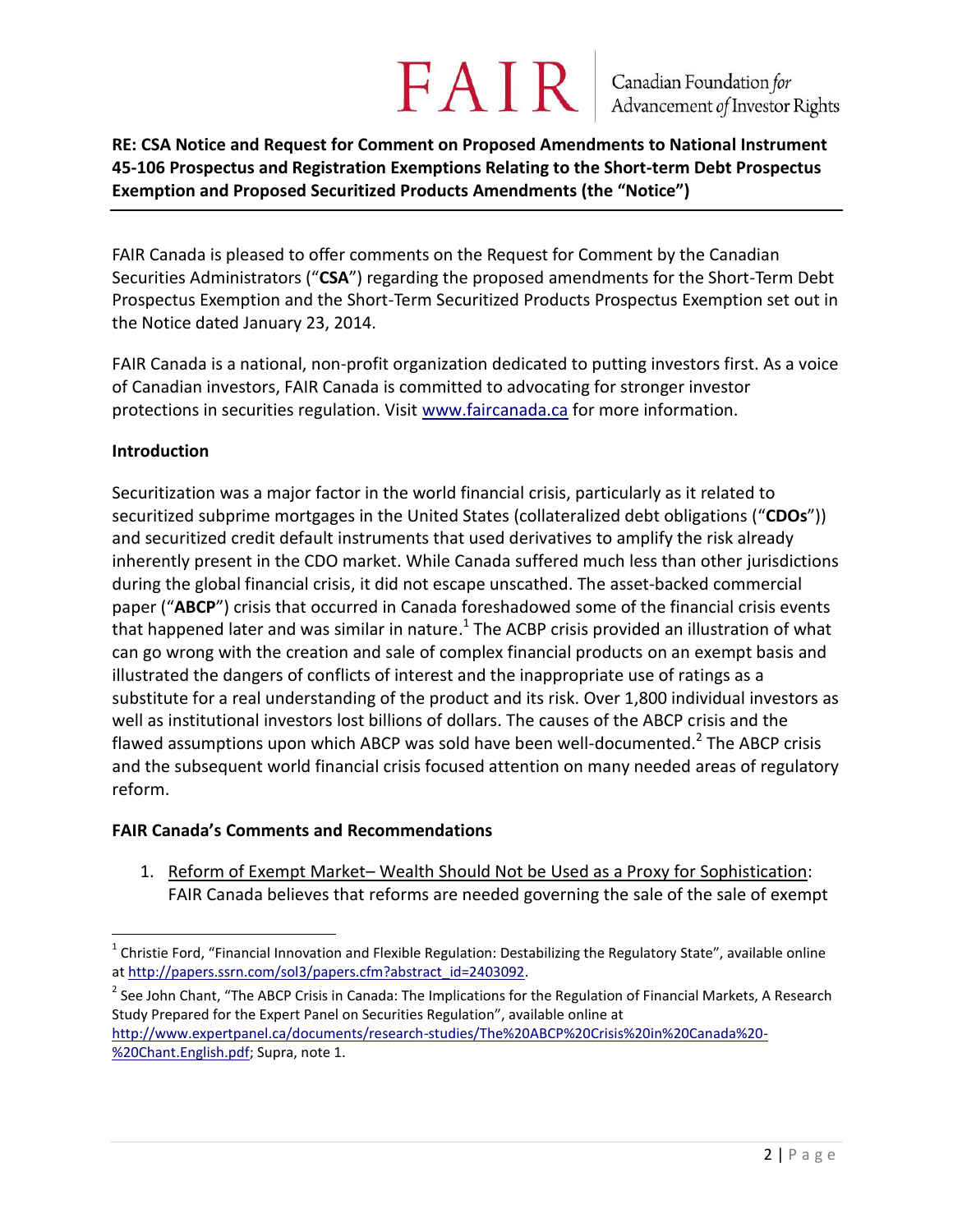**RE: CSA Notice and Request for Comment on Proposed Amendments to National Instrument 45-106 Prospectus and Registration Exemptions Relating to the Short-term Debt Prospectus Exemption and Proposed Securitized Products Amendments (the "Notice")**

FAIR Canada is pleased to offer comments on the Request for Comment by the Canadian Securities Administrators ("**CSA**") regarding the proposed amendments for the Short-Term Debt Prospectus Exemption and the Short-Term Securitized Products Prospectus Exemption set out in the Notice dated January 23, 2014.

FAIR Canada is a national, non-profit organization dedicated to putting investors first. As a voice of Canadian investors, FAIR Canada is committed to advocating for stronger investor protections in securities regulation. Visit www.faircanada.ca for more information.

**Introduction**

Securitization was a major factor in the world financial crisis, particularly as it related to securitized subprime mortgages in the United States (collateralized debt obligations ("**CDOs**")) and securitized credit default instruments that used derivatives to amplify the risk already inherently present in the CDO market. While Canada suffered much less than other jurisdictions during the global financial crisis, it did not escape unscathed. The asset-backed commercial paper ("**ABCP**") crisis that occurred in Canada foreshadowed some of the financial crisis events that happened later and was similar in nature.[1] The ACBP crisis provided an illustration of what can go wrong with the creation and sale of complex financial products on an exempt basis and illustrated the dangers of conflicts of interest and the inappropriate use of ratings as a substitute for a real understanding of the product and its risk. Over 1,800 individual investors as well as institutional investors lost billions of dollars. The causes of the ABCP crisis and the flawed assumptions upon which ABCP was sold have been well-documented.[2] The ABCP crisis and the subsequent world financial crisis focused attention on many needed areas of regulatory reform.

**FAIR Canada's Comments and Recommendations**

1. Reform of Exempt Market– Wealth Should Not be Used as a Proxy for Sophistication: FAIR Canada believes that reforms are needed governing the sale of the sale of exempt

---

[1] Christie Ford, "Financial Innovation and Flexible Regulation: Destabilizing the Regulatory State", available online at http://papers.ssrn.com/sol3/papers.cfm?abstract_id=2403092.

[2] See John Chant, "The ABCP Crisis in Canada: The Implications for the Regulation of Financial Markets, A Research Study Prepared for the Expert Panel on Securities Regulation", available online at http://www.expertpanel.ca/documents/research-studies/The%20ABCP%20Crisis%20in%20Canada%20-%20Chant.English.pdf; Supra, note 1.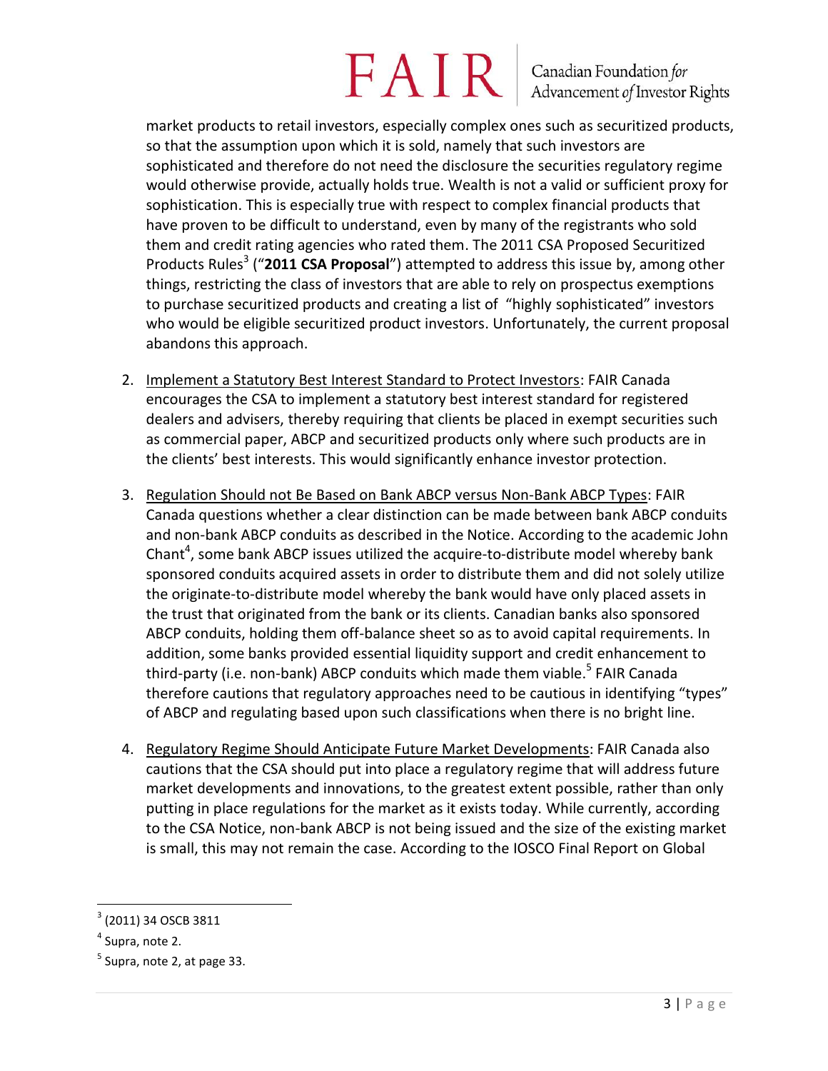market products to retail investors, especially complex ones such as securitized products, so that the assumption upon which it is sold, namely that such investors are sophisticated and therefore do not need the disclosure the securities regulatory regime would otherwise provide, actually holds true. Wealth is not a valid or sufficient proxy for sophistication. This is especially true with respect to complex financial products that have proven to be difficult to understand, even by many of the registrants who sold them and credit rating agencies who rated them. The 2011 CSA Proposed Securitized Products Rules[3] ("**2011 CSA Proposal**") attempted to address this issue by, among other things, restricting the class of investors that are able to rely on prospectus exemptions to purchase securitized products and creating a list of "highly sophisticated" investors who would be eligible securitized product investors. Unfortunately, the current proposal abandons this approach.

2. Implement a Statutory Best Interest Standard to Protect Investors: FAIR Canada encourages the CSA to implement a statutory best interest standard for registered dealers and advisers, thereby requiring that clients be placed in exempt securities such as commercial paper, ABCP and securitized products only where such products are in the clients' best interests. This would significantly enhance investor protection.

3. Regulation Should not Be Based on Bank ABCP versus Non-Bank ABCP Types: FAIR Canada questions whether a clear distinction can be made between bank ABCP conduits and non-bank ABCP conduits as described in the Notice. According to the academic John Chant[4], some bank ABCP issues utilized the acquire-to-distribute model whereby bank sponsored conduits acquired assets in order to distribute them and did not solely utilize the originate-to-distribute model whereby the bank would have only placed assets in the trust that originated from the bank or its clients. Canadian banks also sponsored ABCP conduits, holding them off-balance sheet so as to avoid capital requirements. In addition, some banks provided essential liquidity support and credit enhancement to third-party (i.e. non-bank) ABCP conduits which made them viable.[5] FAIR Canada therefore cautions that regulatory approaches need to be cautious in identifying "types" of ABCP and regulating based upon such classifications when there is no bright line.

4. Regulatory Regime Should Anticipate Future Market Developments: FAIR Canada also cautions that the CSA should put into place a regulatory regime that will address future market developments and innovations, to the greatest extent possible, rather than only putting in place regulations for the market as it exists today. While currently, according to the CSA Notice, non-bank ABCP is not being issued and the size of the existing market is small, this may not remain the case. According to the IOSCO Final Report on Global

---

[3] (2011) 34 OSCB 3811

[4] Supra, note 2.

[5] Supra, note 2, at page 33.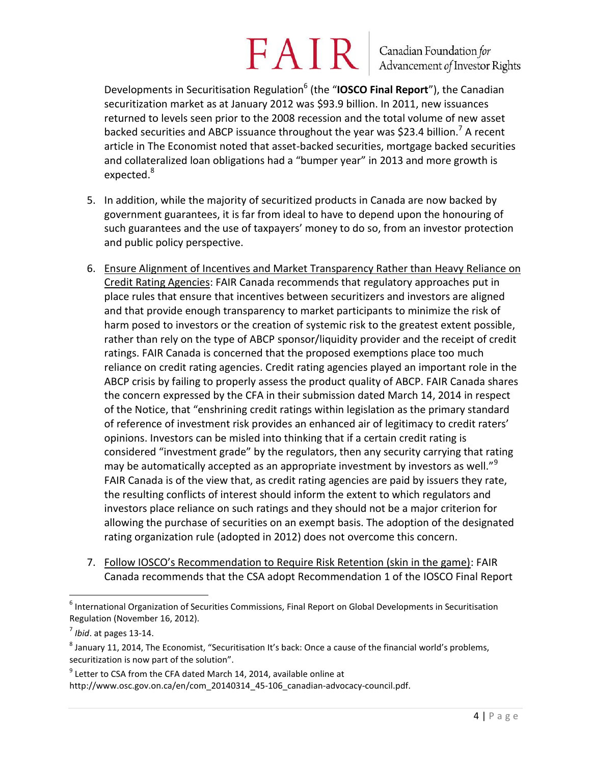Developments in Securitisation Regulation[6] (the "**IOSCO Final Report**"), the Canadian securitization market as at January 2012 was $93.9 billion. In 2011, new issuances returned to levels seen prior to the 2008 recession and the total volume of new asset backed securities and ABCP issuance throughout the year was $23.4 billion.[7] A recent article in The Economist noted that asset-backed securities, mortgage backed securities and collateralized loan obligations had a "bumper year" in 2013 and more growth is expected.[8]

5. In addition, while the majority of securitized products in Canada are now backed by government guarantees, it is far from ideal to have to depend upon the honouring of such guarantees and the use of taxpayers' money to do so, from an investor protection and public policy perspective.

6. <u>Ensure Alignment of Incentives and Market Transparency Rather than Heavy Reliance on Credit Rating Agencies</u>: FAIR Canada recommends that regulatory approaches put in place rules that ensure that incentives between securitizers and investors are aligned and that provide enough transparency to market participants to minimize the risk of harm posed to investors or the creation of systemic risk to the greatest extent possible, rather than rely on the type of ABCP sponsor/liquidity provider and the receipt of credit ratings. FAIR Canada is concerned that the proposed exemptions place too much reliance on credit rating agencies. Credit rating agencies played an important role in the ABCP crisis by failing to properly assess the product quality of ABCP. FAIR Canada shares the concern expressed by the CFA in their submission dated March 14, 2014 in respect of the Notice, that "enshrining credit ratings within legislation as the primary standard of reference of investment risk provides an enhanced air of legitimacy to credit raters' opinions. Investors can be misled into thinking that if a certain credit rating is considered "investment grade" by the regulators, then any security carrying that rating may be automatically accepted as an appropriate investment by investors as well."[9] FAIR Canada is of the view that, as credit rating agencies are paid by issuers they rate, the resulting conflicts of interest should inform the extent to which regulators and investors place reliance on such ratings and they should not be a major criterion for allowing the purchase of securities on an exempt basis. The adoption of the designated rating organization rule (adopted in 2012) does not overcome this concern.

7. <u>Follow IOSCO's Recommendation to Require Risk Retention (skin in the game)</u>: FAIR Canada recommends that the CSA adopt Recommendation 1 of the IOSCO Final Report

---

[6] International Organization of Securities Commissions, Final Report on Global Developments in Securitisation Regulation (November 16, 2012).

[7] *Ibid*. at pages 13-14.

[8] January 11, 2014, The Economist, "Securitisation It's back: Once a cause of the financial world's problems, securitization is now part of the solution".

[9] Letter to CSA from the CFA dated March 14, 2014, available online at http://www.osc.gov.on.ca/en/com_20140314_45-106_canadian-advocacy-council.pdf.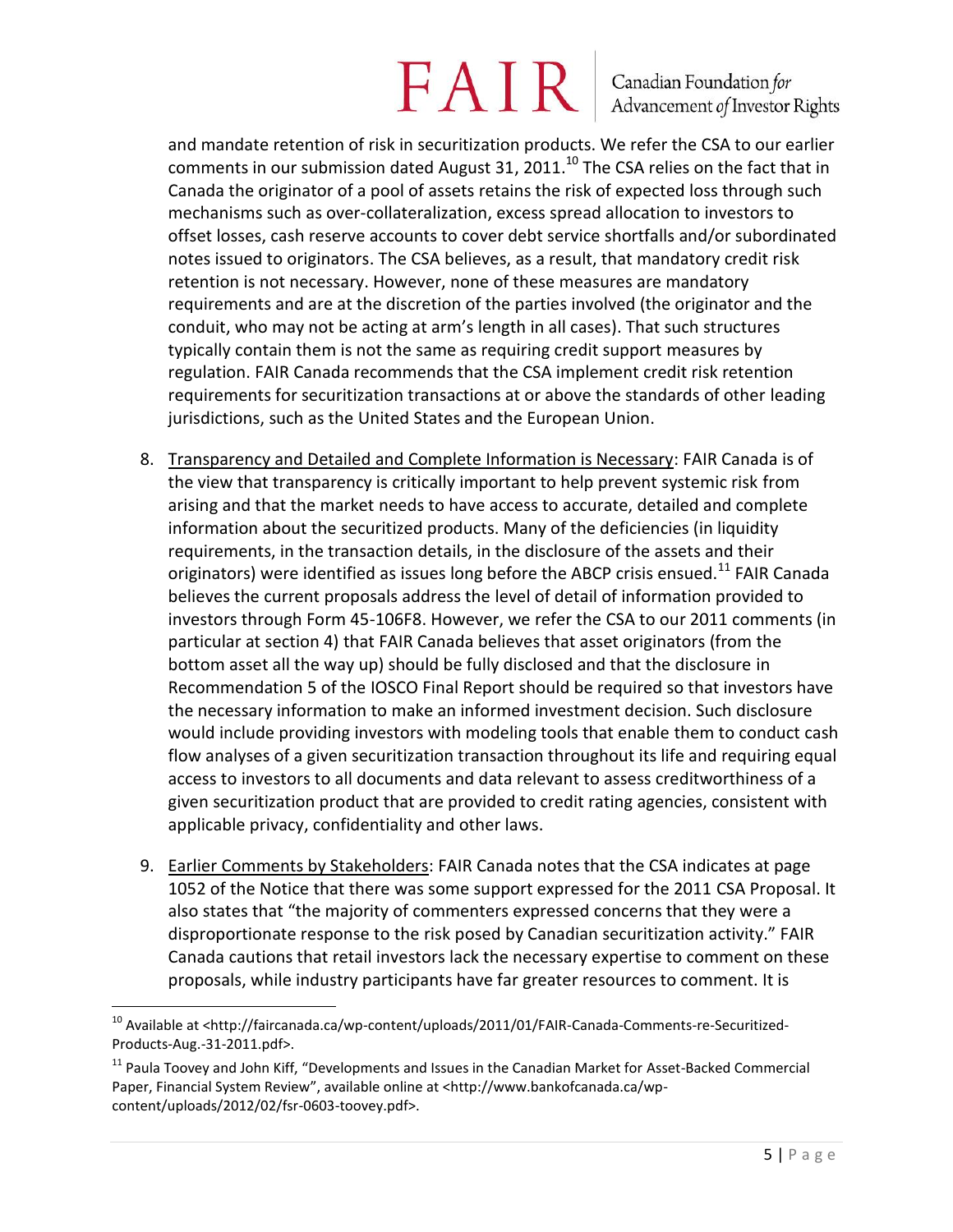and mandate retention of risk in securitization products. We refer the CSA to our earlier comments in our submission dated August 31, 2011.[10] The CSA relies on the fact that in Canada the originator of a pool of assets retains the risk of expected loss through such mechanisms such as over-collateralization, excess spread allocation to investors to offset losses, cash reserve accounts to cover debt service shortfalls and/or subordinated notes issued to originators. The CSA believes, as a result, that mandatory credit risk retention is not necessary. However, none of these measures are mandatory requirements and are at the discretion of the parties involved (the originator and the conduit, who may not be acting at arm's length in all cases). That such structures typically contain them is not the same as requiring credit support measures by regulation. FAIR Canada recommends that the CSA implement credit risk retention requirements for securitization transactions at or above the standards of other leading jurisdictions, such as the United States and the European Union.

8. <u>Transparency and Detailed and Complete Information is Necessary</u>: FAIR Canada is of the view that transparency is critically important to help prevent systemic risk from arising and that the market needs to have access to accurate, detailed and complete information about the securitized products. Many of the deficiencies (in liquidity requirements, in the transaction details, in the disclosure of the assets and their originators) were identified as issues long before the ABCP crisis ensued.[11] FAIR Canada believes the current proposals address the level of detail of information provided to investors through Form 45-106F8. However, we refer the CSA to our 2011 comments (in particular at section 4) that FAIR Canada believes that asset originators (from the bottom asset all the way up) should be fully disclosed and that the disclosure in Recommendation 5 of the IOSCO Final Report should be required so that investors have the necessary information to make an informed investment decision. Such disclosure would include providing investors with modeling tools that enable them to conduct cash flow analyses of a given securitization transaction throughout its life and requiring equal access to investors to all documents and data relevant to assess creditworthiness of a given securitization product that are provided to credit rating agencies, consistent with applicable privacy, confidentiality and other laws.

9. <u>Earlier Comments by Stakeholders</u>: FAIR Canada notes that the CSA indicates at page 1052 of the Notice that there was some support expressed for the 2011 CSA Proposal. It also states that "the majority of commenters expressed concerns that they were a disproportionate response to the risk posed by Canadian securitization activity." FAIR Canada cautions that retail investors lack the necessary expertise to comment on these proposals, while industry participants have far greater resources to comment. It is

---

[10] Available at <http://faircanada.ca/wp-content/uploads/2011/01/FAIR-Canada-Comments-re-Securitized-Products-Aug.-31-2011.pdf>.

[11] Paula Toovey and John Kiff, "Developments and Issues in the Canadian Market for Asset-Backed Commercial Paper, Financial System Review", available online at <http://www.bankofcanada.ca/wp-content/uploads/2012/02/fsr-0603-toovey.pdf>.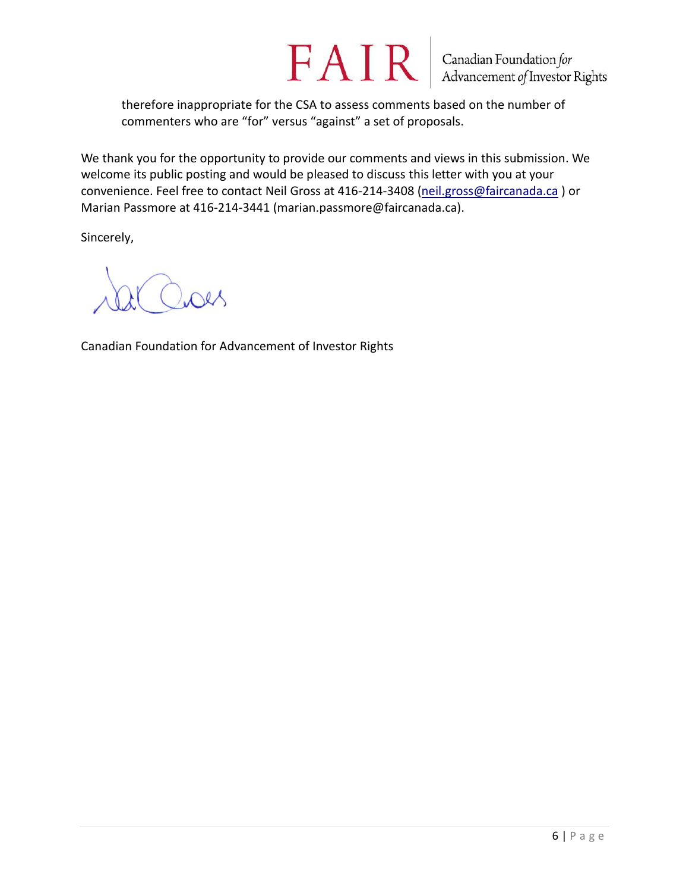therefore inappropriate for the CSA to assess comments based on the number of commenters who are "for" versus "against" a set of proposals.

We thank you for the opportunity to provide our comments and views in this submission. We welcome its public posting and would be pleased to discuss this letter with you at your convenience. Feel free to contact Neil Gross at 416-214-3408 (neil.gross@faircanada.ca ) or Marian Passmore at 416-214-3441 (marian.passmore@faircanada.ca).

Sincerely,

Canadian Foundation for Advancement of Investor Rights